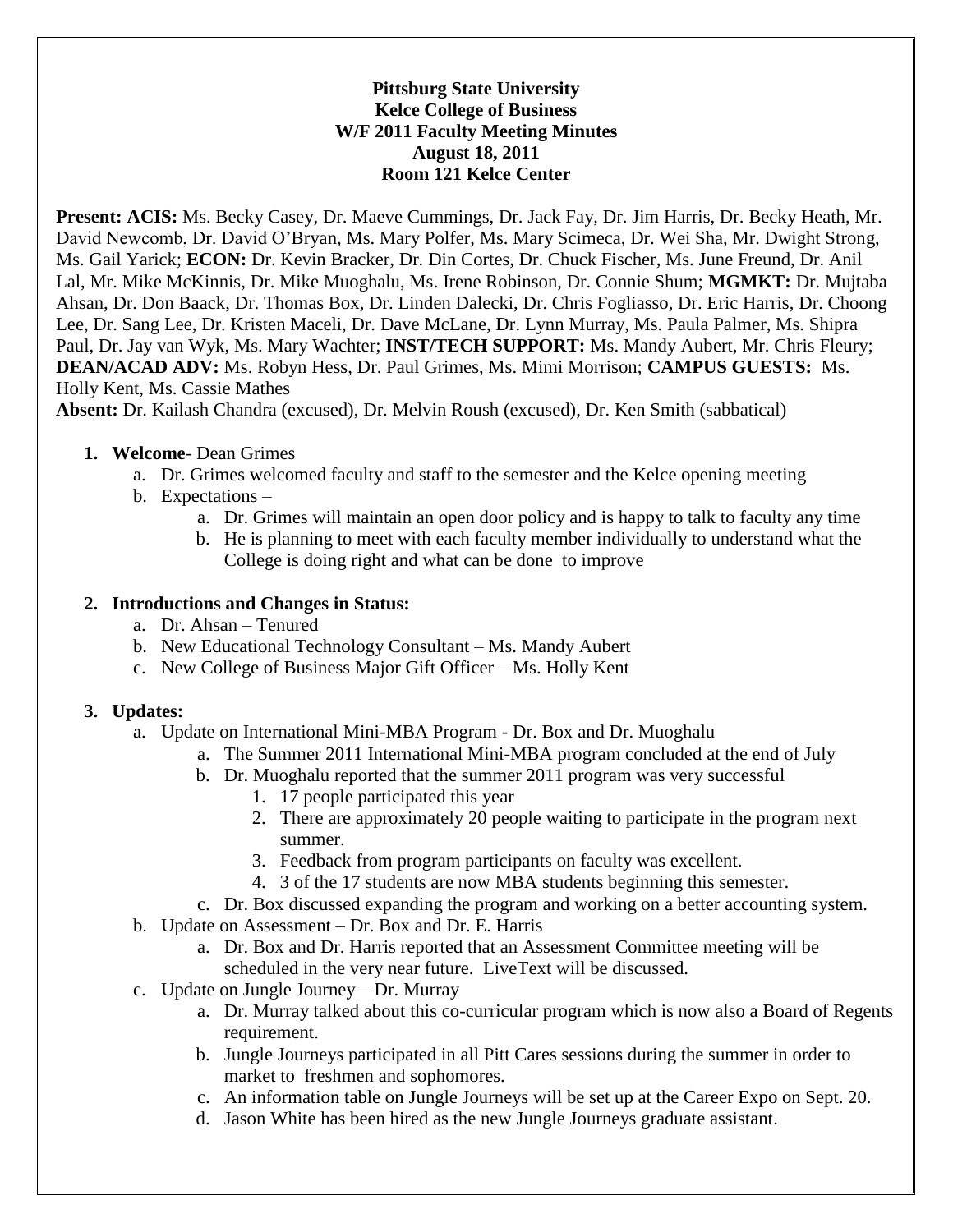**Pittsburg State University**
**Kelce College of Business**
**W/F 2011 Faculty Meeting Minutes**
**August 18, 2011**
**Room 121 Kelce Center**

**Present: ACIS:** Ms. Becky Casey, Dr. Maeve Cummings, Dr. Jack Fay, Dr. Jim Harris, Dr. Becky Heath, Mr. David Newcomb, Dr. David O'Bryan, Ms. Mary Polfer, Ms. Mary Scimeca, Dr. Wei Sha, Mr. Dwight Strong, Ms. Gail Yarick; **ECON:** Dr. Kevin Bracker, Dr. Din Cortes, Dr. Chuck Fischer, Ms. June Freund, Dr. Anil Lal, Mr. Mike McKinnis, Dr. Mike Muoghalu, Ms. Irene Robinson, Dr. Connie Shum; **MGMKT:** Dr. Mujtaba Ahsan, Dr. Don Baack, Dr. Thomas Box, Dr. Linden Dalecki, Dr. Chris Fogliasso, Dr. Eric Harris, Dr. Choong Lee, Dr. Sang Lee, Dr. Kristen Maceli, Dr. Dave McLane, Dr. Lynn Murray, Ms. Paula Palmer, Ms. Shipra Paul, Dr. Jay van Wyk, Ms. Mary Wachter; **INST/TECH SUPPORT:** Ms. Mandy Aubert, Mr. Chris Fleury; **DEAN/ACAD ADV:** Ms. Robyn Hess, Dr. Paul Grimes, Ms. Mimi Morrison; **CAMPUS GUESTS:** Ms. Holly Kent, Ms. Cassie Mathes

**Absent:** Dr. Kailash Chandra (excused), Dr. Melvin Roush (excused), Dr. Ken Smith (sabbatical)

1. **Welcome**- Dean Grimes
   a. Dr. Grimes welcomed faculty and staff to the semester and the Kelce opening meeting
   b. Expectations –
      a. Dr. Grimes will maintain an open door policy and is happy to talk to faculty any time
      b. He is planning to meet with each faculty member individually to understand what the College is doing right and what can be done to improve

2. **Introductions and Changes in Status:**
   a. Dr. Ahsan – Tenured
   b. New Educational Technology Consultant – Ms. Mandy Aubert
   c. New College of Business Major Gift Officer – Ms. Holly Kent

3. **Updates:**
   a. Update on International Mini-MBA Program - Dr. Box and Dr. Muoghalu
      a. The Summer 2011 International Mini-MBA program concluded at the end of July
      b. Dr. Muoghalu reported that the summer 2011 program was very successful
         1. 17 people participated this year
         2. There are approximately 20 people waiting to participate in the program next summer.
         3. Feedback from program participants on faculty was excellent.
         4. 3 of the 17 students are now MBA students beginning this semester.
      c. Dr. Box discussed expanding the program and working on a better accounting system.
   b. Update on Assessment – Dr. Box and Dr. E. Harris
      a. Dr. Box and Dr. Harris reported that an Assessment Committee meeting will be scheduled in the very near future. LiveText will be discussed.
   c. Update on Jungle Journey – Dr. Murray
      a. Dr. Murray talked about this co-curricular program which is now also a Board of Regents requirement.
      b. Jungle Journeys participated in all Pitt Cares sessions during the summer in order to market to freshmen and sophomores.
      c. An information table on Jungle Journeys will be set up at the Career Expo on Sept. 20.
      d. Jason White has been hired as the new Jungle Journeys graduate assistant.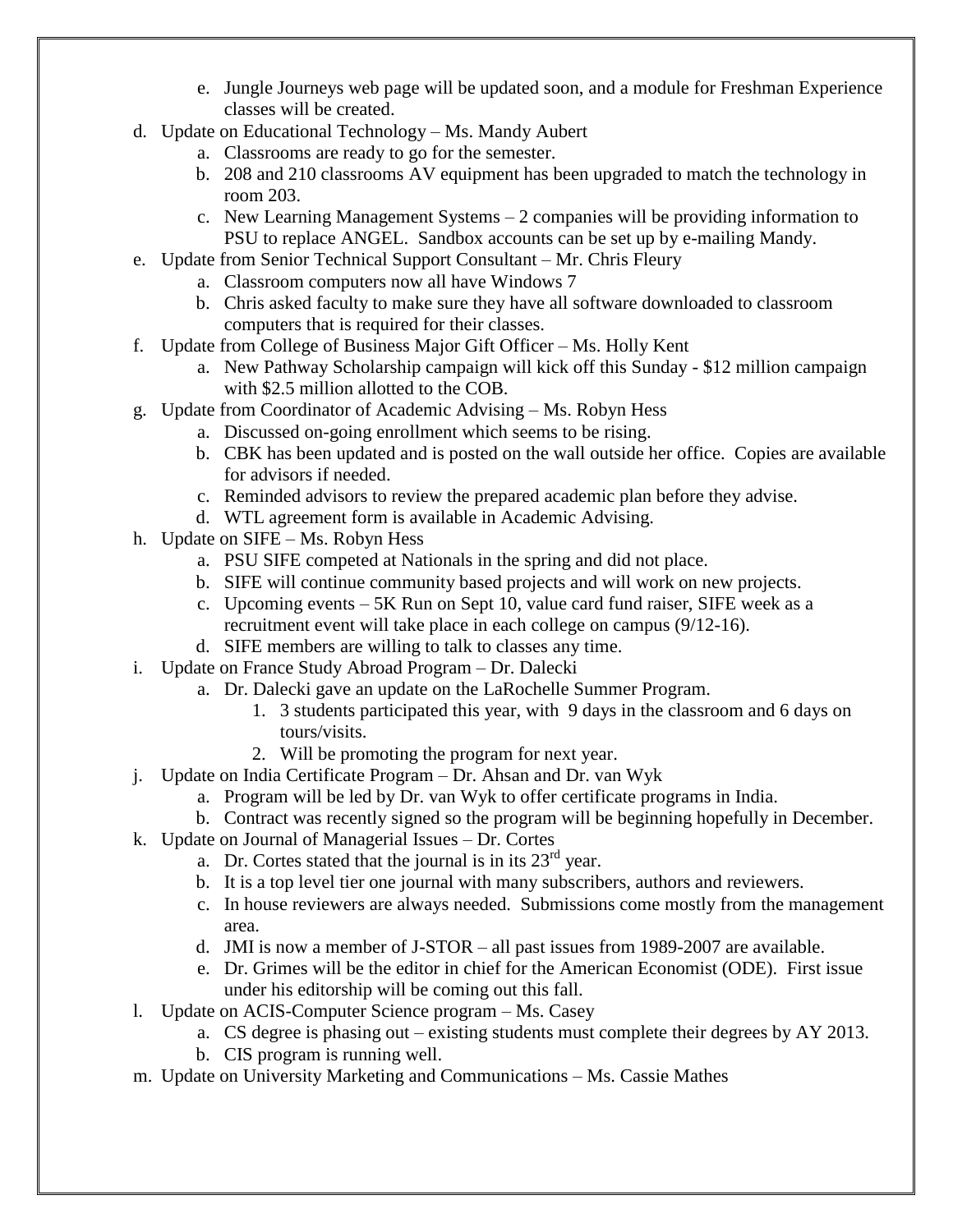e. Jungle Journeys web page will be updated soon, and a module for Freshman Experience classes will be created.

d. Update on Educational Technology – Ms. Mandy Aubert
    a. Classrooms are ready to go for the semester.
    b. 208 and 210 classrooms AV equipment has been upgraded to match the technology in room 203.
    c. New Learning Management Systems – 2 companies will be providing information to PSU to replace ANGEL. Sandbox accounts can be set up by e-mailing Mandy.

e. Update from Senior Technical Support Consultant – Mr. Chris Fleury
    a. Classroom computers now all have Windows 7
    b. Chris asked faculty to make sure they have all software downloaded to classroom computers that is required for their classes.

f. Update from College of Business Major Gift Officer – Ms. Holly Kent
    a. New Pathway Scholarship campaign will kick off this Sunday - $12 million campaign with $2.5 million allotted to the COB.

g. Update from Coordinator of Academic Advising – Ms. Robyn Hess
    a. Discussed on-going enrollment which seems to be rising.
    b. CBK has been updated and is posted on the wall outside her office. Copies are available for advisors if needed.
    c. Reminded advisors to review the prepared academic plan before they advise.
    d. WTL agreement form is available in Academic Advising.

h. Update on SIFE – Ms. Robyn Hess
    a. PSU SIFE competed at Nationals in the spring and did not place.
    b. SIFE will continue community based projects and will work on new projects.
    c. Upcoming events – 5K Run on Sept 10, value card fund raiser, SIFE week as a recruitment event will take place in each college on campus (9/12-16).
    d. SIFE members are willing to talk to classes any time.

i. Update on France Study Abroad Program – Dr. Dalecki
    a. Dr. Dalecki gave an update on the LaRochelle Summer Program.
        1. 3 students participated this year, with 9 days in the classroom and 6 days on tours/visits.
        2. Will be promoting the program for next year.

j. Update on India Certificate Program – Dr. Ahsan and Dr. van Wyk
    a. Program will be led by Dr. van Wyk to offer certificate programs in India.
    b. Contract was recently signed so the program will be beginning hopefully in December.

k. Update on Journal of Managerial Issues – Dr. Cortes
    a. Dr. Cortes stated that the journal is in its 23rd year.
    b. It is a top level tier one journal with many subscribers, authors and reviewers.
    c. In house reviewers are always needed. Submissions come mostly from the management area.
    d. JMI is now a member of J-STOR – all past issues from 1989-2007 are available.
    e. Dr. Grimes will be the editor in chief for the American Economist (ODE). First issue under his editorship will be coming out this fall.

l. Update on ACIS-Computer Science program – Ms. Casey
    a. CS degree is phasing out – existing students must complete their degrees by AY 2013.
    b. CIS program is running well.

m. Update on University Marketing and Communications – Ms. Cassie Mathes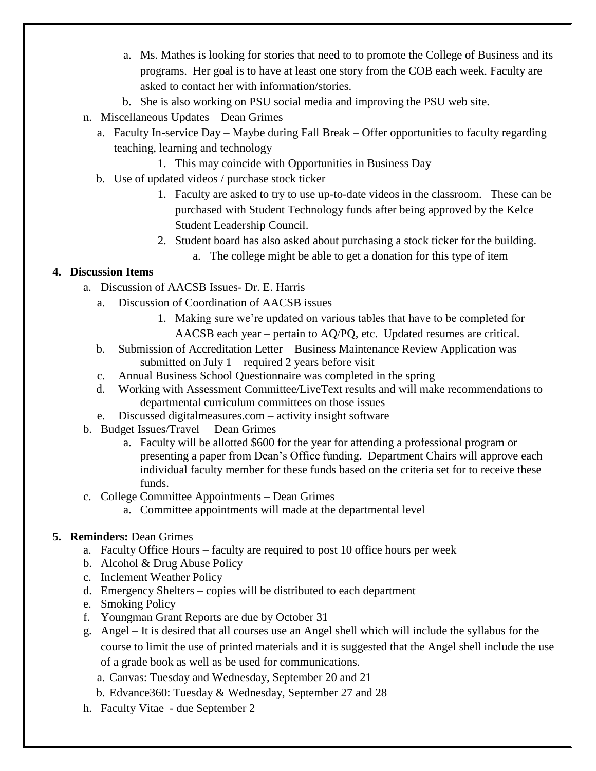a. Ms. Mathes is looking for stories that need to to promote the College of Business and its programs. Her goal is to have at least one story from the COB each week. Faculty are asked to contact her with information/stories.
   b. She is also working on PSU social media and improving the PSU web site.

n. Miscellaneous Updates – Dean Grimes
   a. Faculty In-service Day – Maybe during Fall Break – Offer opportunities to faculty regarding teaching, learning and technology
      1. This may coincide with Opportunities in Business Day
   b. Use of updated videos / purchase stock ticker
      1. Faculty are asked to try to use up-to-date videos in the classroom. These can be purchased with Student Technology funds after being approved by the Kelce Student Leadership Council.
      2. Student board has also asked about purchasing a stock ticker for the building.
         a. The college might be able to get a donation for this type of item

**4. Discussion Items**

a. Discussion of AACSB Issues- Dr. E. Harris
   a. Discussion of Coordination of AACSB issues
      1. Making sure we're updated on various tables that have to be completed for AACSB each year – pertain to AQ/PQ, etc. Updated resumes are critical.
   b. Submission of Accreditation Letter – Business Maintenance Review Application was submitted on July 1 – required 2 years before visit
   c. Annual Business School Questionnaire was completed in the spring
   d. Working with Assessment Committee/LiveText results and will make recommendations to departmental curriculum committees on those issues
   e. Discussed digitalmeasures.com – activity insight software

b. Budget Issues/Travel – Dean Grimes
   a. Faculty will be allotted $600 for the year for attending a professional program or presenting a paper from Dean's Office funding. Department Chairs will approve each individual faculty member for these funds based on the criteria set for to receive these funds.

c. College Committee Appointments – Dean Grimes
   a. Committee appointments will made at the departmental level

**5. Reminders:** Dean Grimes

a. Faculty Office Hours – faculty are required to post 10 office hours per week
b. Alcohol & Drug Abuse Policy
c. Inclement Weather Policy
d. Emergency Shelters – copies will be distributed to each department
e. Smoking Policy
f. Youngman Grant Reports are due by October 31
g. Angel – It is desired that all courses use an Angel shell which will include the syllabus for the course to limit the use of printed materials and it is suggested that the Angel shell include the use of a grade book as well as be used for communications.
   a. Canvas: Tuesday and Wednesday, September 20 and 21
   b. Edvance360: Tuesday & Wednesday, September 27 and 28
h. Faculty Vitae - due September 2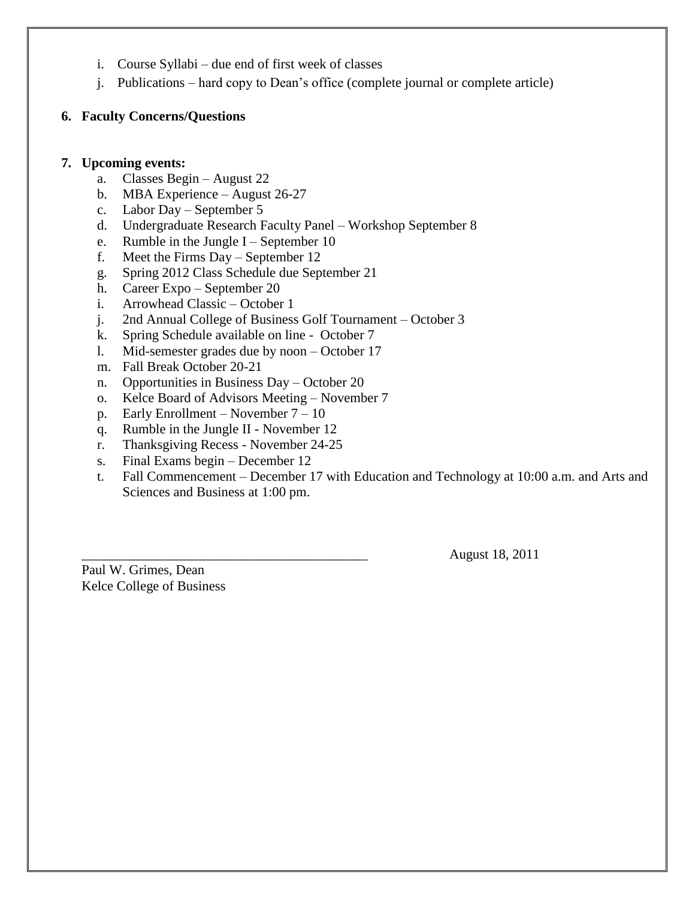i. Course Syllabi – due end of first week of classes
j. Publications – hard copy to Dean's office (complete journal or complete article)

**6. Faculty Concerns/Questions**

**7. Upcoming events:**

a. Classes Begin – August 22
b. MBA Experience – August 26-27
c. Labor Day – September 5
d. Undergraduate Research Faculty Panel – Workshop September 8
e. Rumble in the Jungle I – September 10
f. Meet the Firms Day – September 12
g. Spring 2012 Class Schedule due September 21
h. Career Expo – September 20
i. Arrowhead Classic – October 1
j. 2nd Annual College of Business Golf Tournament – October 3
k. Spring Schedule available on line - October 7
l. Mid-semester grades due by noon – October 17
m. Fall Break October 20-21
n. Opportunities in Business Day – October 20
o. Kelce Board of Advisors Meeting – November 7
p. Early Enrollment – November 7 – 10
q. Rumble in the Jungle II - November 12
r. Thanksgiving Recess - November 24-25
s. Final Exams begin – December 12
t. Fall Commencement – December 17 with Education and Technology at 10:00 a.m. and Arts and Sciences and Business at 1:00 pm.

__________________________________________ August 18, 2011

Paul W. Grimes, Dean
Kelce College of Business